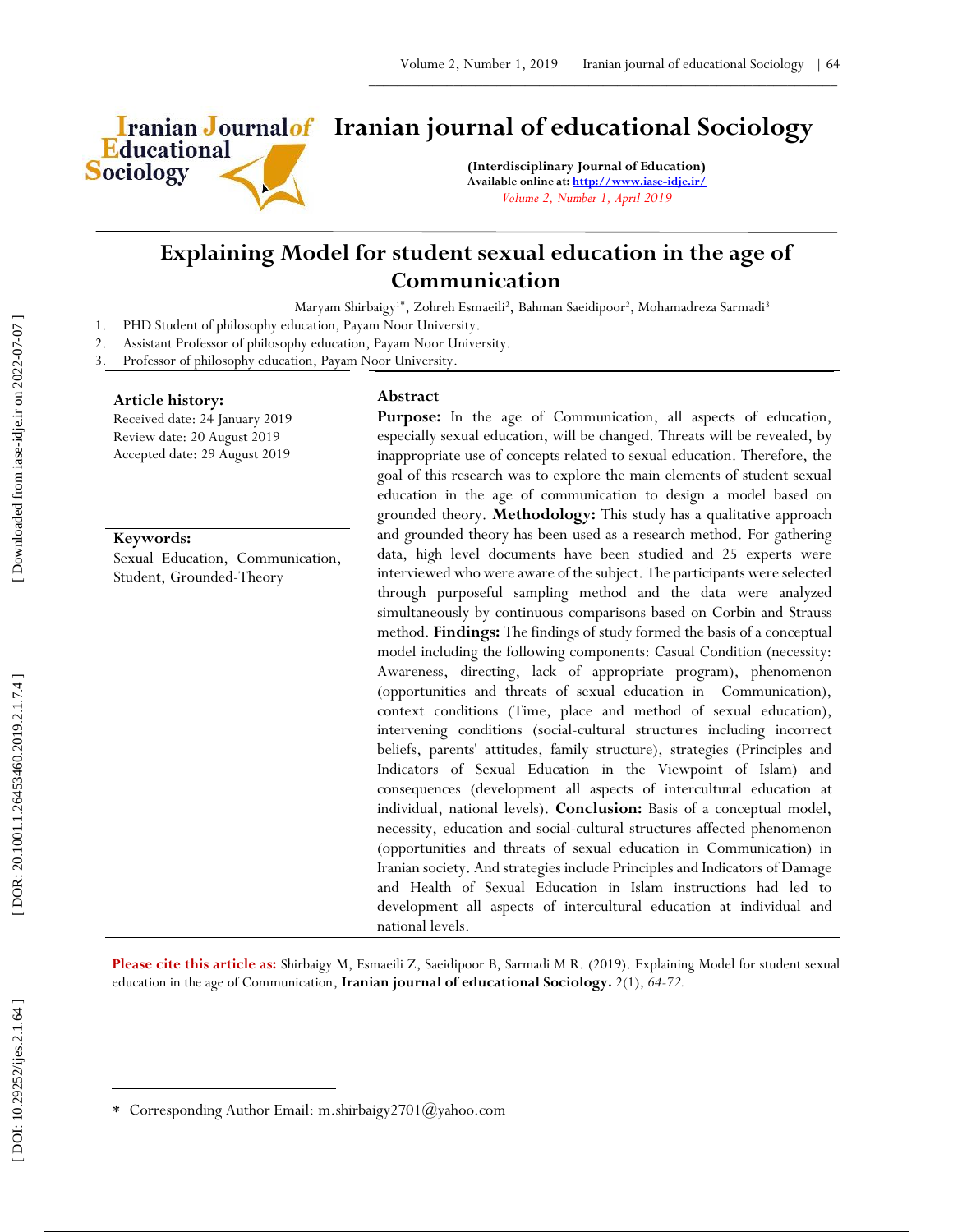# Iranian journal of educational Sociology

**(Interdisciplinary Journal of Education)**
**Available online at: http://www.iase-idje.ir/**
*Volume 2, Number 1, April 2019*

## Explaining Model for student sexual education in the age of Communication

Maryam Shirbaigy[1*], Zohreh Esmaeili[2], Bahman Saeidipoor[2], Mohamadreza Sarmadi[3]

1. PHD Student of philosophy education, Payam Noor University.
2. Assistant Professor of philosophy education, Payam Noor University.
3. Professor of philosophy education, Payam Noor University.

**Article history:**
Received date: 24 January 2019
Review date: 20 August 2019
Accepted date: 29 August 2019

**Keywords:**
Sexual Education, Communication, Student, Grounded-Theory

### Abstract

**Purpose:** In the age of Communication, all aspects of education, especially sexual education, will be changed. Threats will be revealed, by inappropriate use of concepts related to sexual education. Therefore, the goal of this research was to explore the main elements of student sexual education in the age of communication to design a model based on grounded theory. **Methodology:** This study has a qualitative approach and grounded theory has been used as a research method. For gathering data, high level documents have been studied and 25 experts were interviewed who were aware of the subject. The participants were selected through purposeful sampling method and the data were analyzed simultaneously by continuous comparisons based on Corbin and Strauss method. **Findings:** The findings of study formed the basis of a conceptual model including the following components: Casual Condition (necessity: Awareness, directing, lack of appropriate program), phenomenon (opportunities and threats of sexual education in Communication), context conditions (Time, place and method of sexual education), intervening conditions (social-cultural structures including incorrect beliefs, parents' attitudes, family structure), strategies (Principles and Indicators of Sexual Education in the Viewpoint of Islam) and consequences (development all aspects of intercultural education at individual, national levels). **Conclusion:** Basis of a conceptual model, necessity, education and social-cultural structures affected phenomenon (opportunities and threats of sexual education in Communication) in Iranian society. And strategies include Principles and Indicators of Damage and Health of Sexual Education in Islam instructions had led to development all aspects of intercultural education at individual and national levels.

**Please cite this article as:** Shirbaigy M, Esmaeili Z, Saeidipoor B, Sarmadi M R. (2019). Explaining Model for student sexual education in the age of Communication, **Iranian journal of educational Sociology.** 2(1), *64-72.*

---

* Corresponding Author Email: m.shirbaigy2701@yahoo.com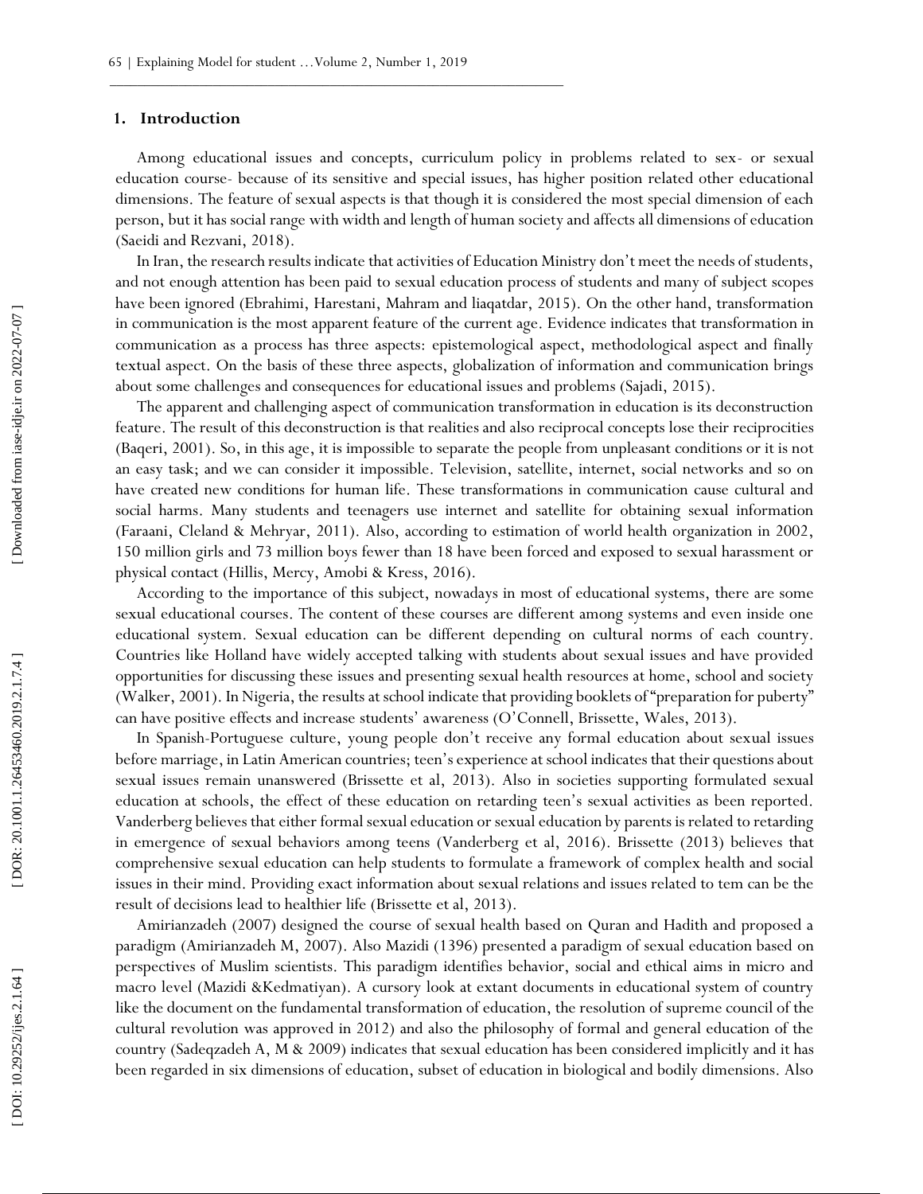## 1. Introduction

Among educational issues and concepts, curriculum policy in problems related to sex- or sexual education course- because of its sensitive and special issues, has higher position related other educational dimensions. The feature of sexual aspects is that though it is considered the most special dimension of each person, but it has social range with width and length of human society and affects all dimensions of education (Saeidi and Rezvani, 2018).

In Iran, the research results indicate that activities of Education Ministry don't meet the needs of students, and not enough attention has been paid to sexual education process of students and many of subject scopes have been ignored (Ebrahimi, Harestani, Mahram and liaqatdar, 2015). On the other hand, transformation in communication is the most apparent feature of the current age. Evidence indicates that transformation in communication as a process has three aspects: epistemological aspect, methodological aspect and finally textual aspect. On the basis of these three aspects, globalization of information and communication brings about some challenges and consequences for educational issues and problems (Sajadi, 2015).

The apparent and challenging aspect of communication transformation in education is its deconstruction feature. The result of this deconstruction is that realities and also reciprocal concepts lose their reciprocities (Baqeri, 2001). So, in this age, it is impossible to separate the people from unpleasant conditions or it is not an easy task; and we can consider it impossible. Television, satellite, internet, social networks and so on have created new conditions for human life. These transformations in communication cause cultural and social harms. Many students and teenagers use internet and satellite for obtaining sexual information (Faraani, Cleland & Mehryar, 2011). Also, according to estimation of world health organization in 2002, 150 million girls and 73 million boys fewer than 18 have been forced and exposed to sexual harassment or physical contact (Hillis, Mercy, Amobi & Kress, 2016).

According to the importance of this subject, nowadays in most of educational systems, there are some sexual educational courses. The content of these courses are different among systems and even inside one educational system. Sexual education can be different depending on cultural norms of each country. Countries like Holland have widely accepted talking with students about sexual issues and have provided opportunities for discussing these issues and presenting sexual health resources at home, school and society (Walker, 2001). In Nigeria, the results at school indicate that providing booklets of "preparation for puberty" can have positive effects and increase students' awareness (O'Connell, Brissette, Wales, 2013).

In Spanish-Portuguese culture, young people don't receive any formal education about sexual issues before marriage, in Latin American countries; teen's experience at school indicates that their questions about sexual issues remain unanswered (Brissette et al, 2013). Also in societies supporting formulated sexual education at schools, the effect of these education on retarding teen's sexual activities as been reported. Vanderberg believes that either formal sexual education or sexual education by parents is related to retarding in emergence of sexual behaviors among teens (Vanderberg et al, 2016). Brissette (2013) believes that comprehensive sexual education can help students to formulate a framework of complex health and social issues in their mind. Providing exact information about sexual relations and issues related to tem can be the result of decisions lead to healthier life (Brissette et al, 2013).

Amirianzadeh (2007) designed the course of sexual health based on Quran and Hadith and proposed a paradigm (Amirianzadeh M, 2007). Also Mazidi (1396) presented a paradigm of sexual education based on perspectives of Muslim scientists. This paradigm identifies behavior, social and ethical aims in micro and macro level (Mazidi &Kedmatiyan). A cursory look at extant documents in educational system of country like the document on the fundamental transformation of education, the resolution of supreme council of the cultural revolution was approved in 2012) and also the philosophy of formal and general education of the country (Sadeqzadeh A, M & 2009) indicates that sexual education has been considered implicitly and it has been regarded in six dimensions of education, subset of education in biological and bodily dimensions. Also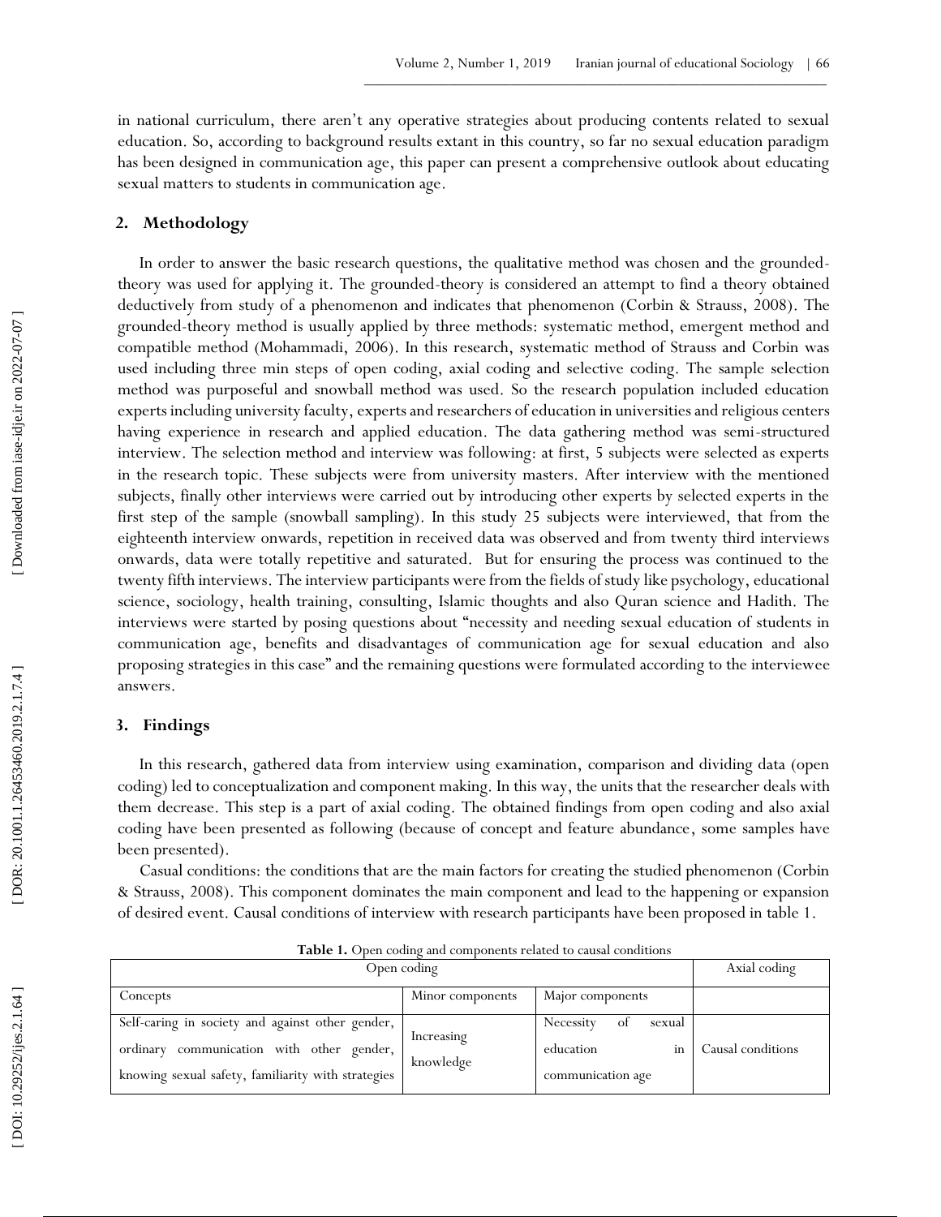in national curriculum, there aren't any operative strategies about producing contents related to sexual education. So, according to background results extant in this country, so far no sexual education paradigm has been designed in communication age, this paper can present a comprehensive outlook about educating sexual matters to students in communication age.

## 2. Methodology

In order to answer the basic research questions, the qualitative method was chosen and the grounded-theory was used for applying it. The grounded-theory is considered an attempt to find a theory obtained deductively from study of a phenomenon and indicates that phenomenon (Corbin & Strauss, 2008). The grounded-theory method is usually applied by three methods: systematic method, emergent method and compatible method (Mohammadi, 2006). In this research, systematic method of Strauss and Corbin was used including three min steps of open coding, axial coding and selective coding. The sample selection method was purposeful and snowball method was used. So the research population included education experts including university faculty, experts and researchers of education in universities and religious centers having experience in research and applied education. The data gathering method was semi-structured interview. The selection method and interview was following: at first, 5 subjects were selected as experts in the research topic. These subjects were from university masters. After interview with the mentioned subjects, finally other interviews were carried out by introducing other experts by selected experts in the first step of the sample (snowball sampling). In this study 25 subjects were interviewed, that from the eighteenth interview onwards, repetition in received data was observed and from twenty third interviews onwards, data were totally repetitive and saturated. But for ensuring the process was continued to the twenty fifth interviews. The interview participants were from the fields of study like psychology, educational science, sociology, health training, consulting, Islamic thoughts and also Quran science and Hadith. The interviews were started by posing questions about "necessity and needing sexual education of students in communication age, benefits and disadvantages of communication age for sexual education and also proposing strategies in this case" and the remaining questions were formulated according to the interviewee answers.

## 3. Findings

In this research, gathered data from interview using examination, comparison and dividing data (open coding) led to conceptualization and component making. In this way, the units that the researcher deals with them decrease. This step is a part of axial coding. The obtained findings from open coding and also axial coding have been presented as following (because of concept and feature abundance, some samples have been presented).

Casual conditions: the conditions that are the main factors for creating the studied phenomenon (Corbin & Strauss, 2008). This component dominates the main component and lead to the happening or expansion of desired event. Causal conditions of interview with research participants have been proposed in table 1.

**Table 1.** Open coding and components related to causal conditions

| Open coding | | | Axial coding |
|---|---|---|---|
| Concepts | Minor components | Major components | |
| Self-caring in society and against other gender, ordinary communication with other gender, knowing sexual safety, familiarity with strategies | Increasing knowledge | Necessity of sexual education in communication age | Causal conditions |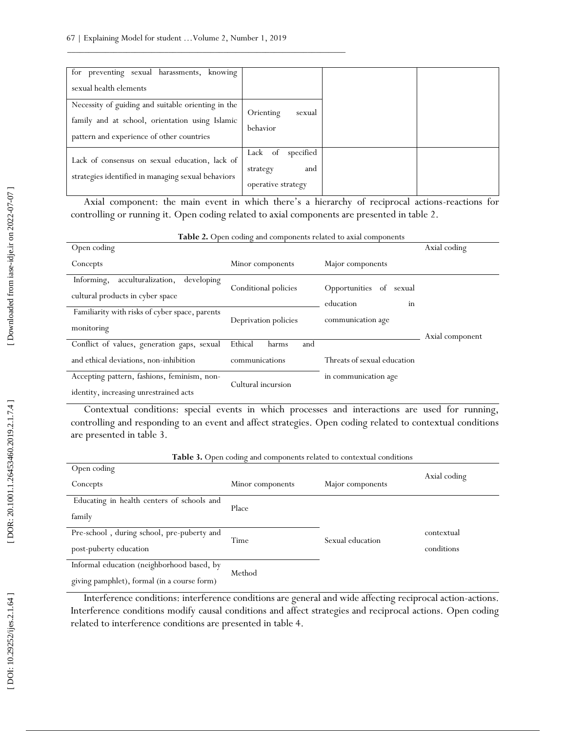| | | | |
|---|---|---|---|
| for preventing sexual harassments, knowing sexual health elements | | | |
| Necessity of guiding and suitable orienting in the family and at school, orientation using Islamic pattern and experience of other countries | Orienting sexual behavior | | |
| Lack of consensus on sexual education, lack of strategies identified in managing sexual behaviors | Lack of specified strategy and operative strategy | | |

Axial component: the main event in which there's a hierarchy of reciprocal actions-reactions for controlling or running it. Open coding related to axial components are presented in table 2.

**Table 2.** Open coding and components related to axial components

| Open coding | | | Axial coding |
|---|---|---|---|
| Concepts | Minor components | Major components | |
| Informing, acculturalization, developing cultural products in cyber space | Conditional policies | Opportunities of sexual education in communication age | Axial component |
| Familiarity with risks of cyber space, parents monitoring | Deprivation policies | | |
| Conflict of values, generation gaps, sexual and ethical deviations, non-inhibition | Ethical harms and communications | Threats of sexual education in communication age | |
| Accepting pattern, fashions, feminism, non-identity, increasing unrestrained acts | Cultural incursion | | |

Contextual conditions: special events in which processes and interactions are used for running, controlling and responding to an event and affect strategies. Open coding related to contextual conditions are presented in table 3.

**Table 3.** Open coding and components related to contextual conditions

| Open coding | | | Axial coding |
|---|---|---|---|
| Concepts | Minor components | Major components | |
| Educating in health centers of schools and family | Place | Sexual education | contextual conditions |
| Pre-school , during school, pre-puberty and post-puberty education | Time | | |
| Informal education (neighborhood based, by giving pamphlet), formal (in a course form) | Method | | |

Interference conditions: interference conditions are general and wide affecting reciprocal action-actions. Interference conditions modify causal conditions and affect strategies and reciprocal actions. Open coding related to interference conditions are presented in table 4.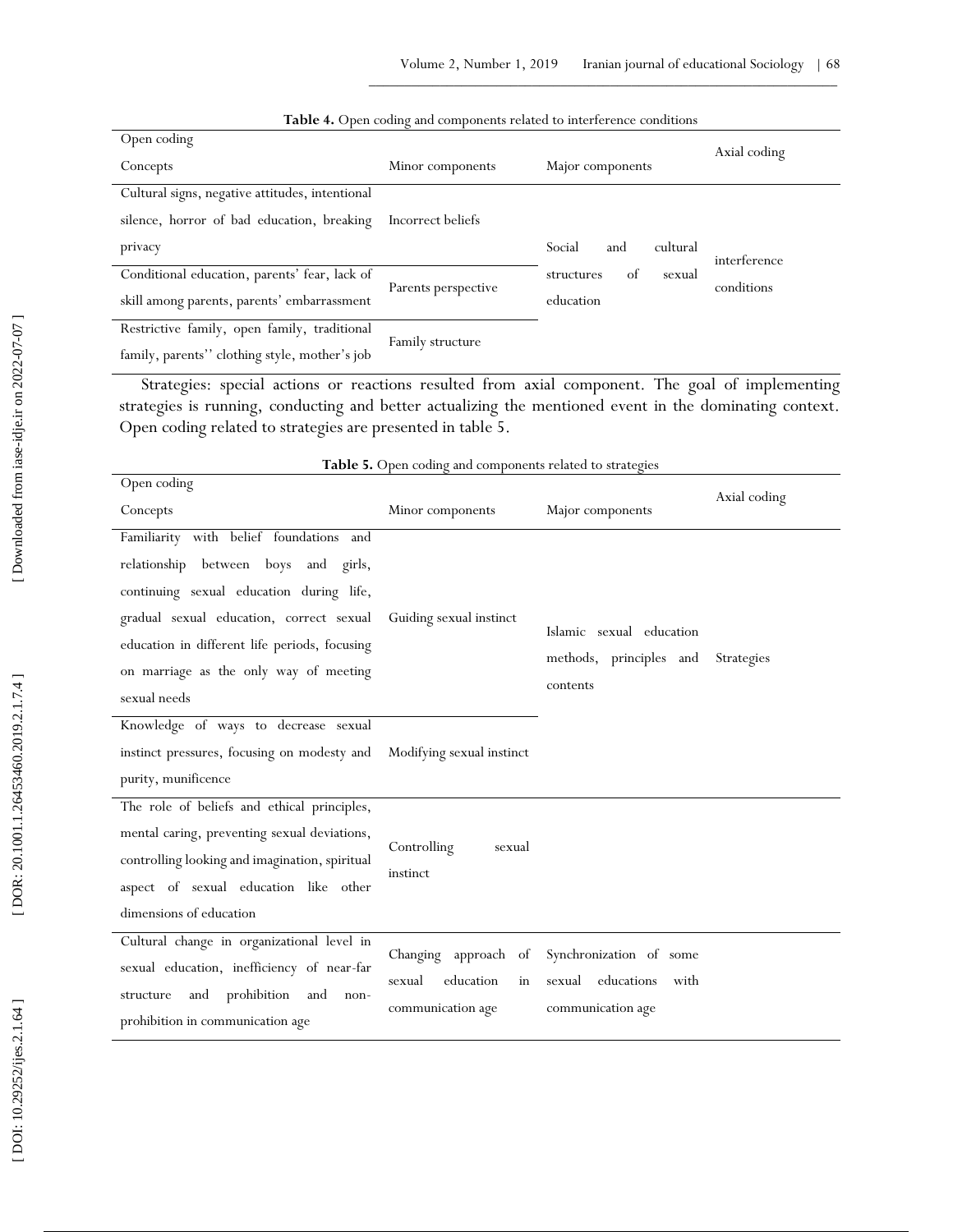**Table 4.** Open coding and components related to interference conditions

| Open coding Concepts | Minor components | Major components | Axial coding |
|---|---|---|---|
| Cultural signs, negative attitudes, intentional silence, horror of bad education, breaking privacy | Incorrect beliefs | Social and cultural structures of sexual education | interference conditions |
| Conditional education, parents' fear, lack of skill among parents, parents' embarrassment | Parents perspective | | |
| Restrictive family, open family, traditional family, parents'' clothing style, mother's job | Family structure | | |

Strategies: special actions or reactions resulted from axial component. The goal of implementing strategies is running, conducting and better actualizing the mentioned event in the dominating context. Open coding related to strategies are presented in table 5.

**Table 5.** Open coding and components related to strategies

| Open coding Concepts | Minor components | Major components | Axial coding |
|---|---|---|---|
| Familiarity with belief foundations and relationship between boys and girls, continuing sexual education during life, gradual sexual education, correct sexual education in different life periods, focusing on marriage as the only way of meeting sexual needs | Guiding sexual instinct | Islamic sexual education methods, principles and contents | Strategies |
| Knowledge of ways to decrease sexual instinct pressures, focusing on modesty and purity, munificence | Modifying sexual instinct | | |
| The role of beliefs and ethical principles, mental caring, preventing sexual deviations, controlling looking and imagination, spiritual aspect of sexual education like other dimensions of education | Controlling sexual instinct | | |
| Cultural change in organizational level in sexual education, inefficiency of near-far structure and prohibition and non-prohibition in communication age | Changing approach of sexual education in communication age | Synchronization of some sexual educations with communication age | |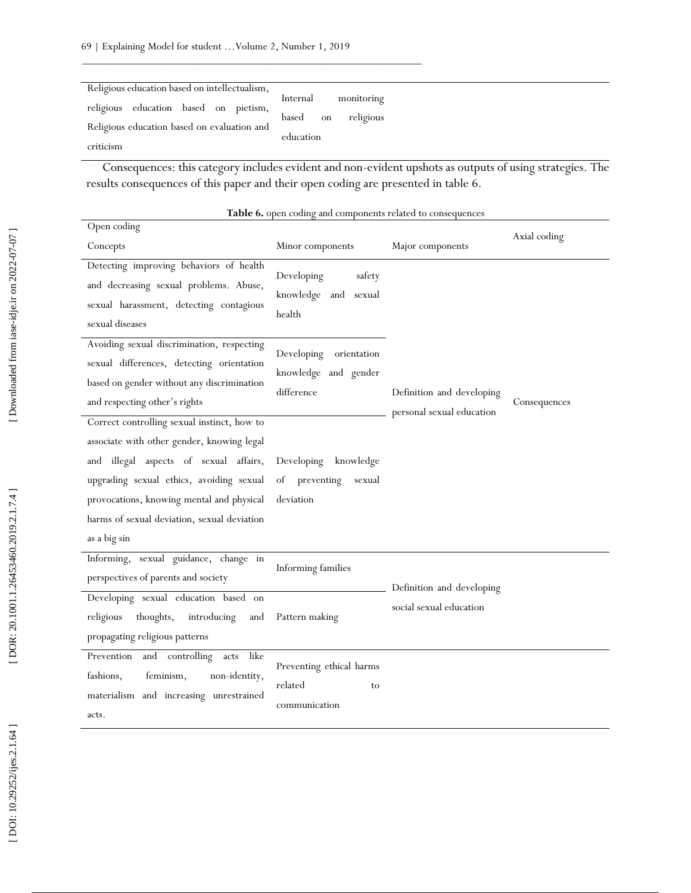| | |
|---|---|
| Religious education based on intellectualism, religious education based on pietism, Religious education based on evaluation and criticism | Internal monitoring based on religious education |

Consequences: this category includes evident and non-evident upshots as outputs of using strategies. The results consequences of this paper and their open coding are presented in table 6.

**Table 6.** open coding and components related to consequences

| Open coding | | | Axial coding |
|---|---|---|---|
| Concepts | Minor components | Major components | |
| Detecting improving behaviors of health and decreasing sexual problems. Abuse, sexual harassment, detecting contagious sexual diseases | Developing safety knowledge and sexual health | Definition and developing personal sexual education | Consequences |
| Avoiding sexual discrimination, respecting sexual differences, detecting orientation based on gender without any discrimination and respecting other's rights | Developing orientation knowledge and gender difference | | |
| Correct controlling sexual instinct, how to associate with other gender, knowing legal and illegal aspects of sexual affairs, upgrading sexual ethics, avoiding sexual provocations, knowing mental and physical harms of sexual deviation, sexual deviation as a big sin | Developing knowledge of preventing sexual deviation | | |
| Informing, sexual guidance, change in perspectives of parents and society | Informing families | Definition and developing social sexual education | |
| Developing sexual education based on religious thoughts, introducing and propagating religious patterns | Pattern making | | |
| Prevention and controlling acts like fashions, feminism, non-identity, materialism and increasing unrestrained acts. | Preventing ethical harms related to communication | | |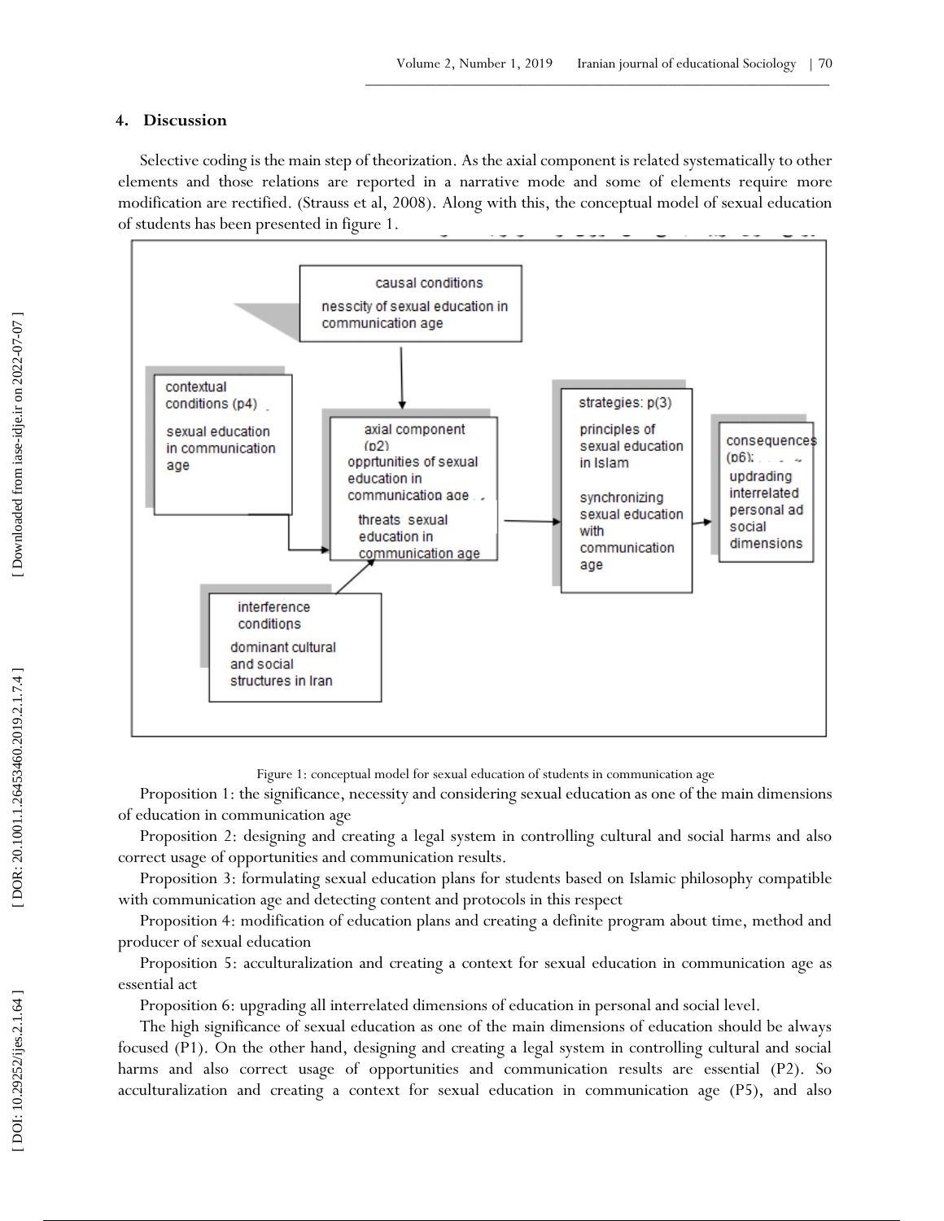## 4. Discussion

Selective coding is the main step of theorization. As the axial component is related systematically to other elements and those relations are reported in a narrative mode and some of elements require more modification are rectified. (Strauss et al, 2008). Along with this, the conceptual model of sexual education of students has been presented in figure 1.

causal conditions
nesscity of sexual education in communication age

contextual conditions (p4)
sexual education in communication age

axial component (p2)
opprtunities of sexual education in communication age
threats sexual education with communication age

interference conditions
dominant cultural and social structures in Iran

strategies: p(3)
principles of sexual education in Islam
synchronizing sexual education with communication age

consequences (p6):
updrading interrelated personal ad social dimensions

Figure 1: conceptual model for sexual education of students in communication age

Proposition 1: the significance, necessity and considering sexual education as one of the main dimensions of education in communication age

Proposition 2: designing and creating a legal system in controlling cultural and social harms and also correct usage of opportunities and communication results.

Proposition 3: formulating sexual education plans for students based on Islamic philosophy compatible with communication age and detecting content and protocols in this respect

Proposition 4: modification of education plans and creating a definite program about time, method and producer of sexual education

Proposition 5: acculturalization and creating a context for sexual education in communication age as essential act

Proposition 6: upgrading all interrelated dimensions of education in personal and social level.

The high significance of sexual education as one of the main dimensions of education should be always focused (P1). On the other hand, designing and creating a legal system in controlling cultural and social harms and also correct usage of opportunities and communication results are essential (P2). So acculturalization and creating a context for sexual education in communication age (P5), and also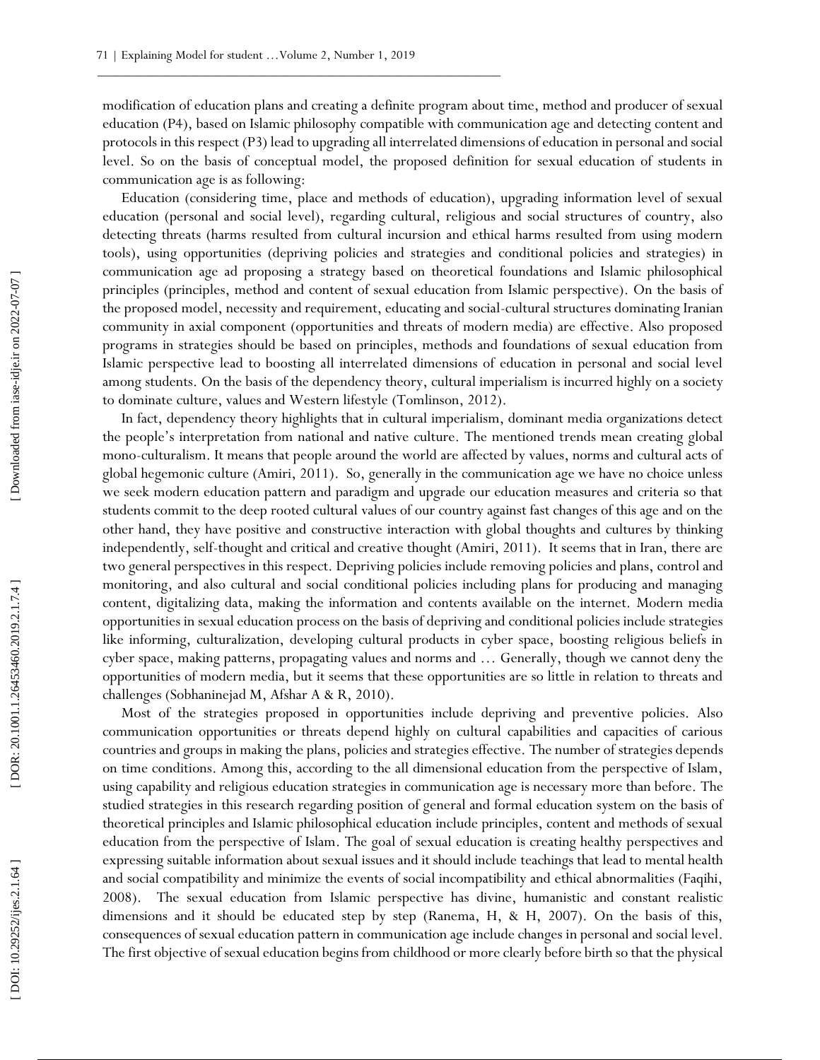modification of education plans and creating a definite program about time, method and producer of sexual education (P4), based on Islamic philosophy compatible with communication age and detecting content and protocols in this respect (P3) lead to upgrading all interrelated dimensions of education in personal and social level. So on the basis of conceptual model, the proposed definition for sexual education of students in communication age is as following:

Education (considering time, place and methods of education), upgrading information level of sexual education (personal and social level), regarding cultural, religious and social structures of country, also detecting threats (harms resulted from cultural incursion and ethical harms resulted from using modern tools), using opportunities (depriving policies and strategies and conditional policies and strategies) in communication age ad proposing a strategy based on theoretical foundations and Islamic philosophical principles (principles, method and content of sexual education from Islamic perspective). On the basis of the proposed model, necessity and requirement, educating and social-cultural structures dominating Iranian community in axial component (opportunities and threats of modern media) are effective. Also proposed programs in strategies should be based on principles, methods and foundations of sexual education from Islamic perspective lead to boosting all interrelated dimensions of education in personal and social level among students. On the basis of the dependency theory, cultural imperialism is incurred highly on a society to dominate culture, values and Western lifestyle (Tomlinson, 2012).

In fact, dependency theory highlights that in cultural imperialism, dominant media organizations detect the people's interpretation from national and native culture. The mentioned trends mean creating global mono-culturalism. It means that people around the world are affected by values, norms and cultural acts of global hegemonic culture (Amiri, 2011). So, generally in the communication age we have no choice unless we seek modern education pattern and paradigm and upgrade our education measures and criteria so that students commit to the deep rooted cultural values of our country against fast changes of this age and on the other hand, they have positive and constructive interaction with global thoughts and cultures by thinking independently, self-thought and critical and creative thought (Amiri, 2011). It seems that in Iran, there are two general perspectives in this respect. Depriving policies include removing policies and plans, control and monitoring, and also cultural and social conditional policies including plans for producing and managing content, digitalizing data, making the information and contents available on the internet. Modern media opportunities in sexual education process on the basis of depriving and conditional policies include strategies like informing, culturalization, developing cultural products in cyber space, boosting religious beliefs in cyber space, making patterns, propagating values and norms and … Generally, though we cannot deny the opportunities of modern media, but it seems that these opportunities are so little in relation to threats and challenges (Sobhaninejad M, Afshar A & R, 2010).

Most of the strategies proposed in opportunities include depriving and preventive policies. Also communication opportunities or threats depend highly on cultural capabilities and capacities of carious countries and groups in making the plans, policies and strategies effective. The number of strategies depends on time conditions. Among this, according to the all dimensional education from the perspective of Islam, using capability and religious education strategies in communication age is necessary more than before. The studied strategies in this research regarding position of general and formal education system on the basis of theoretical principles and Islamic philosophical education include principles, content and methods of sexual education from the perspective of Islam. The goal of sexual education is creating healthy perspectives and expressing suitable information about sexual issues and it should include teachings that lead to mental health and social compatibility and minimize the events of social incompatibility and ethical abnormalities (Faqihi, 2008). The sexual education from Islamic perspective has divine, humanistic and constant realistic dimensions and it should be educated step by step (Ranema, H, & H, 2007). On the basis of this, consequences of sexual education pattern in communication age include changes in personal and social level. The first objective of sexual education begins from childhood or more clearly before birth so that the physical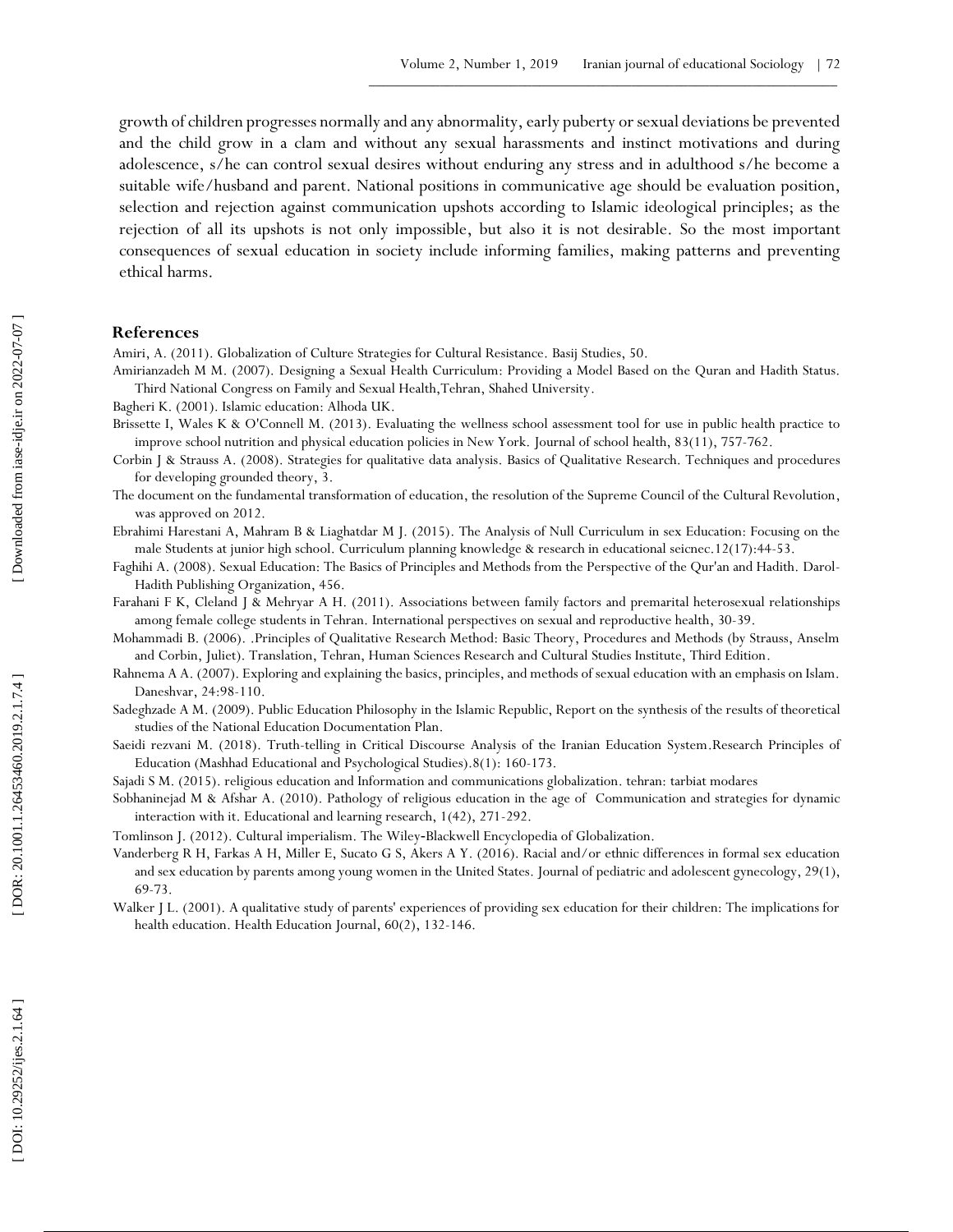growth of children progresses normally and any abnormality, early puberty or sexual deviations be prevented and the child grow in a clam and without any sexual harassments and instinct motivations and during adolescence, s/he can control sexual desires without enduring any stress and in adulthood s/he become a suitable wife/husband and parent. National positions in communicative age should be evaluation position, selection and rejection against communication upshots according to Islamic ideological principles; as the rejection of all its upshots is not only impossible, but also it is not desirable. So the most important consequences of sexual education in society include informing families, making patterns and preventing ethical harms.

## References

Amiri, A. (2011). Globalization of Culture Strategies for Cultural Resistance. Basij Studies, 50.

Amirianzadeh M M. (2007). Designing a Sexual Health Curriculum: Providing a Model Based on the Quran and Hadith Status. Third National Congress on Family and Sexual Health,Tehran, Shahed University.

Bagheri K. (2001). Islamic education: Alhoda UK.

Brissette I, Wales K & O'Connell M. (2013). Evaluating the wellness school assessment tool for use in public health practice to improve school nutrition and physical education policies in New York. Journal of school health, 83(11), 757-762.

Corbin J & Strauss A. (2008). Strategies for qualitative data analysis. Basics of Qualitative Research. Techniques and procedures for developing grounded theory, 3.

The document on the fundamental transformation of education, the resolution of the Supreme Council of the Cultural Revolution, was approved on 2012.

Ebrahimi Harestani A, Mahram B & Liaghatdar M J. (2015). The Analysis of Null Curriculum in sex Education: Focusing on the male Students at junior high school. Curriculum planning knowledge & research in educational seicnec.12(17):44-53.

Faghihi A. (2008). Sexual Education: The Basics of Principles and Methods from the Perspective of the Qur'an and Hadith. Darol-Hadith Publishing Organization, 456.

Farahani F K, Cleland J & Mehryar A H. (2011). Associations between family factors and premarital heterosexual relationships among female college students in Tehran. International perspectives on sexual and reproductive health, 30-39.

Mohammadi B. (2006). .Principles of Qualitative Research Method: Basic Theory, Procedures and Methods (by Strauss, Anselm and Corbin, Juliet). Translation, Tehran, Human Sciences Research and Cultural Studies Institute, Third Edition.

Rahnema A A. (2007). Exploring and explaining the basics, principles, and methods of sexual education with an emphasis on Islam. Daneshvar, 24:98-110.

Sadeghzade A M. (2009). Public Education Philosophy in the Islamic Republic, Report on the synthesis of the results of theoretical studies of the National Education Documentation Plan.

Saeidi rezvani M. (2018). Truth-telling in Critical Discourse Analysis of the Iranian Education System.Research Principles of Education (Mashhad Educational and Psychological Studies).8(1): 160-173.

Sajadi S M. (2015). religious education and Information and communications globalization. tehran: tarbiat modares

Sobhaninejad M & Afshar A. (2010). Pathology of religious education in the age of Communication and strategies for dynamic interaction with it. Educational and learning research, 1(42), 271-292.

Tomlinson J. (2012). Cultural imperialism. The Wiley‐Blackwell Encyclopedia of Globalization.

Vanderberg R H, Farkas A H, Miller E, Sucato G S, Akers A Y. (2016). Racial and/or ethnic differences in formal sex education and sex education by parents among young women in the United States. Journal of pediatric and adolescent gynecology, 29(1), 69-73.

Walker J L. (2001). A qualitative study of parents' experiences of providing sex education for their children: The implications for health education. Health Education Journal, 60(2), 132-146.